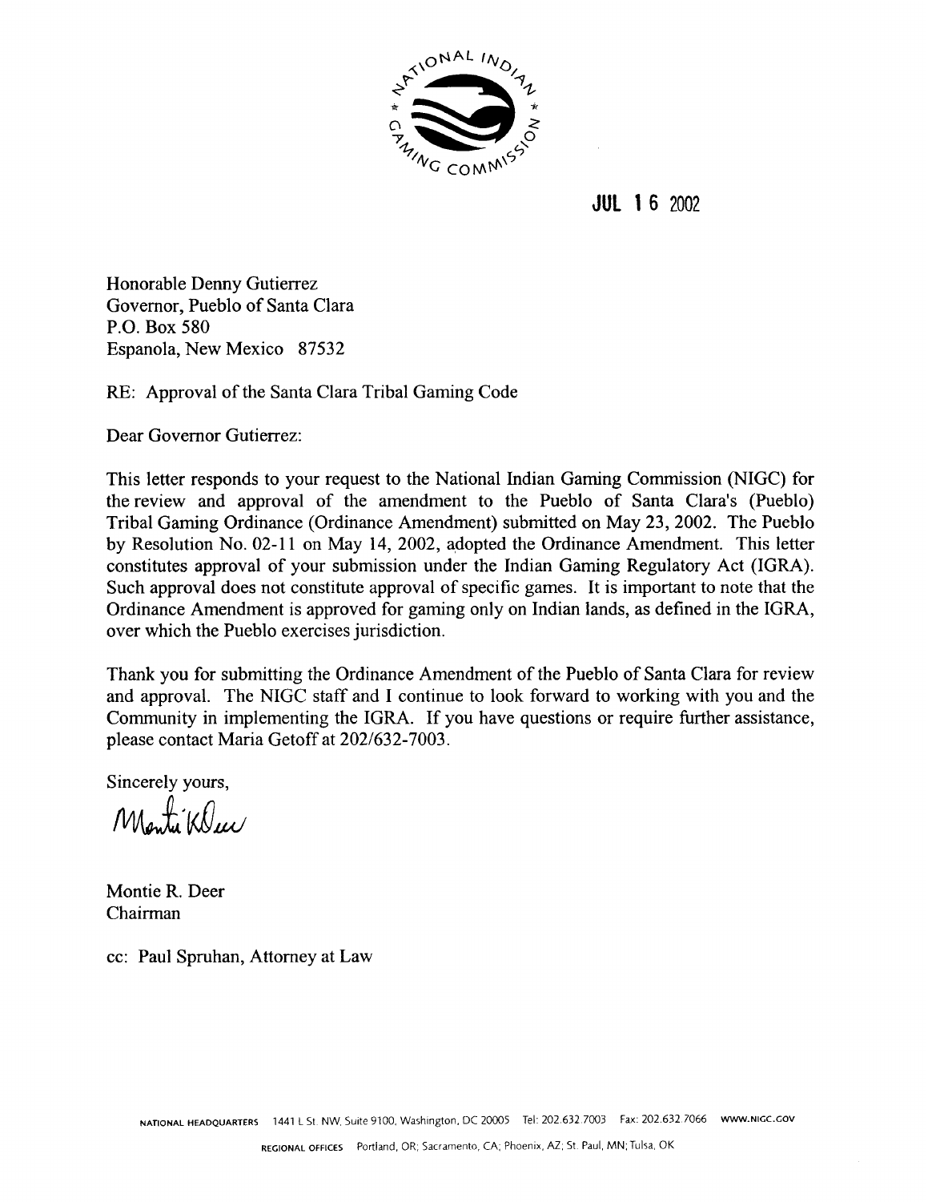JUL 16 2002

Honorable Denny Gutierrez
Governor, Pueblo of Santa Clara
P.O. Box 580
Espanola, New Mexico 87532

RE: Approval of the Santa Clara Tribal Gaming Code

Dear Governor Gutierrez:

This letter responds to your request to the National Indian Gaming Commission (NIGC) for the review and approval of the amendment to the Pueblo of Santa Clara's (Pueblo) Tribal Gaming Ordinance (Ordinance Amendment) submitted on May 23, 2002. The Pueblo by Resolution No. 02-11 on May 14, 2002, adopted the Ordinance Amendment. This letter constitutes approval of your submission under the Indian Gaming Regulatory Act (IGRA). Such approval does not constitute approval of specific games. It is important to note that the Ordinance Amendment is approved for gaming only on Indian lands, as defined in the IGRA, over which the Pueblo exercises jurisdiction.

Thank you for submitting the Ordinance Amendment of the Pueblo of Santa Clara for review and approval. The NIGC staff and I continue to look forward to working with you and the Community in implementing the IGRA. If you have questions or require further assistance, please contact Maria Getoff at 202/632-7003.

Sincerely yours,

Montie R. Deer
Chairman

cc: Paul Spruhan, Attorney at Law

NATIONAL HEADQUARTERS 1441 L St. NW, Suite 9100, Washington, DC 20005 Tel: 202.632.7003 Fax: 202.632.7066 WWW.NIGC.GOV

REGIONAL OFFICES Portland, OR; Sacramento, CA; Phoenix, AZ; St. Paul, MN; Tulsa, OK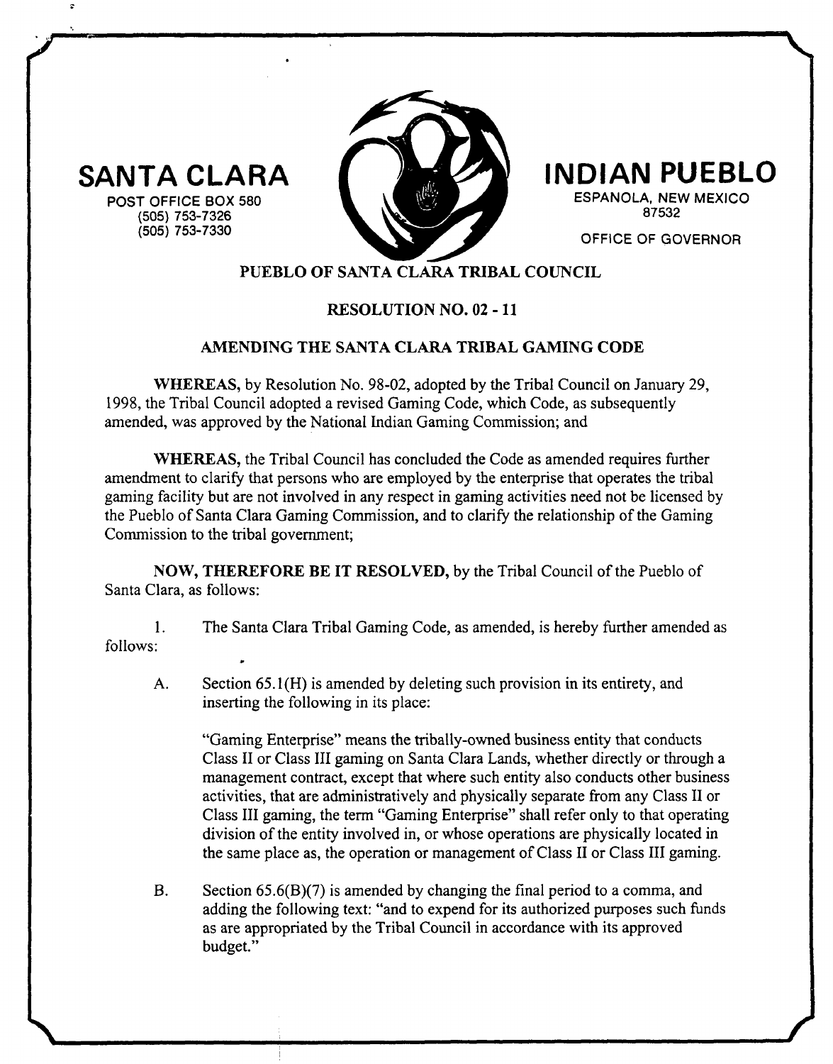SANTA CLARA

POST OFFICE BOX 580
(505) 753-7326
(505) 753-7330

INDIAN PUEBLO

ESPANOLA, NEW MEXICO
87532

OFFICE OF GOVERNOR

## PUEBLO OF SANTA CLARA TRIBAL COUNCIL

## RESOLUTION NO. 02 - 11

## AMENDING THE SANTA CLARA TRIBAL GAMING CODE

**WHEREAS,** by Resolution No. 98-02, adopted by the Tribal Council on January 29, 1998, the Tribal Council adopted a revised Gaming Code, which Code, as subsequently amended, was approved by the National Indian Gaming Commission; and

**WHEREAS,** the Tribal Council has concluded the Code as amended requires further amendment to clarify that persons who are employed by the enterprise that operates the tribal gaming facility but are not involved in any respect in gaming activities need not be licensed by the Pueblo of Santa Clara Gaming Commission, and to clarify the relationship of the Gaming Commission to the tribal government;

**NOW, THEREFORE BE IT RESOLVED,** by the Tribal Council of the Pueblo of Santa Clara, as follows:

1. The Santa Clara Tribal Gaming Code, as amended, is hereby further amended as follows:

   A. Section 65.1(H) is amended by deleting such provision in its entirety, and inserting the following in its place:

      "Gaming Enterprise" means the tribally-owned business entity that conducts Class II or Class III gaming on Santa Clara Lands, whether directly or through a management contract, except that where such entity also conducts other business activities, that are administratively and physically separate from any Class II or Class III gaming, the term "Gaming Enterprise" shall refer only to that operating division of the entity involved in, or whose operations are physically located in the same place as, the operation or management of Class II or Class III gaming.

   B. Section 65.6(B)(7) is amended by changing the final period to a comma, and adding the following text: "and to expend for its authorized purposes such funds as are appropriated by the Tribal Council in accordance with its approved budget."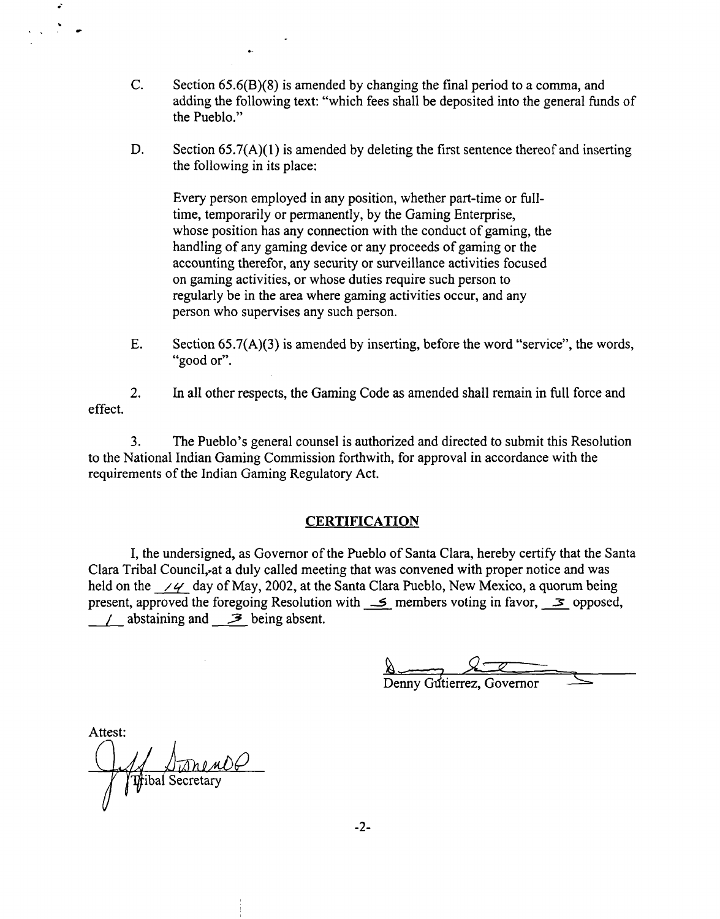C. Section 65.6(B)(8) is amended by changing the final period to a comma, and adding the following text: "which fees shall be deposited into the general funds of the Pueblo."

D. Section 65.7(A)(1) is amended by deleting the first sentence thereof and inserting the following in its place:

> Every person employed in any position, whether part-time or full-time, temporarily or permanently, by the Gaming Enterprise, whose position has any connection with the conduct of gaming, the handling of any gaming device or any proceeds of gaming or the accounting therefor, any security or surveillance activities focused on gaming activities, or whose duties require such person to regularly be in the area where gaming activities occur, and any person who supervises any such person.

E. Section 65.7(A)(3) is amended by inserting, before the word "service", the words, "good or".

2. In all other respects, the Gaming Code as amended shall remain in full force and effect.

3. The Pueblo's general counsel is authorized and directed to submit this Resolution to the National Indian Gaming Commission forthwith, for approval in accordance with the requirements of the Indian Gaming Regulatory Act.

## CERTIFICATION

I, the undersigned, as Governor of the Pueblo of Santa Clara, hereby certify that the Santa Clara Tribal Council, at a duly called meeting that was convened with proper notice and was held on the 14 day of May, 2002, at the Santa Clara Pueblo, New Mexico, a quorum being present, approved the foregoing Resolution with 5 members voting in favor, 3 opposed, 1 abstaining and 3 being absent.

Denny Gutierrez, Governor

Attest:

Tribal Secretary